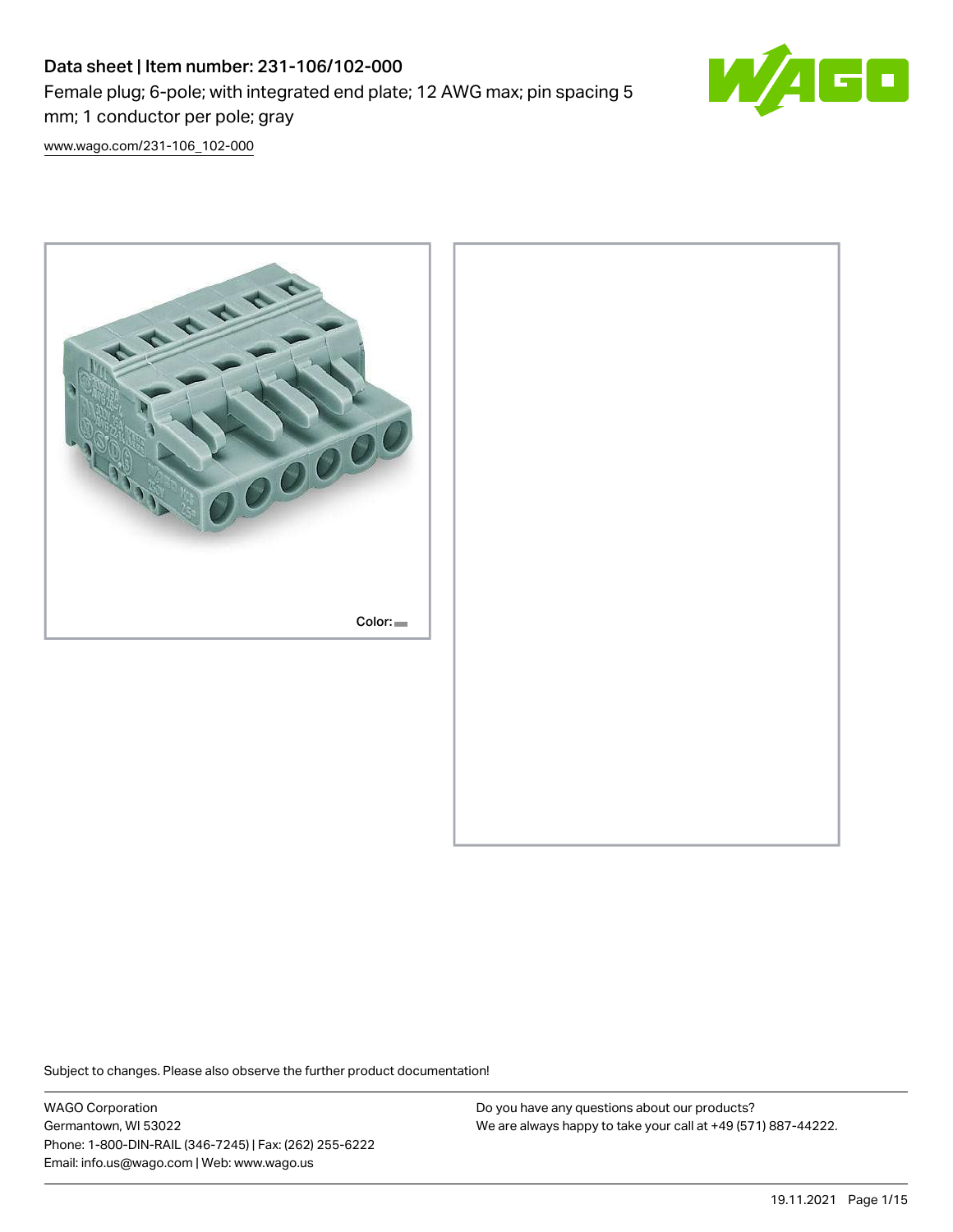# Data sheet | Item number: 231-106/102-000

Female plug; 6-pole; with integrated end plate; 12 AWG max; pin spacing 5 mm; 1 conductor per pole; gray

www.wago.com/231-106_102-000

Color:

Subject to changes. Please also observe the further product documentation!

WAGO Corporation
Germantown, WI 53022
Phone: 1-800-DIN-RAIL (346-7245) | Fax: (262) 255-6222
Email: info.us@wago.com | Web: www.wago.us

Do you have any questions about our products?
We are always happy to take your call at +49 (571) 887-44222.

19.11.2021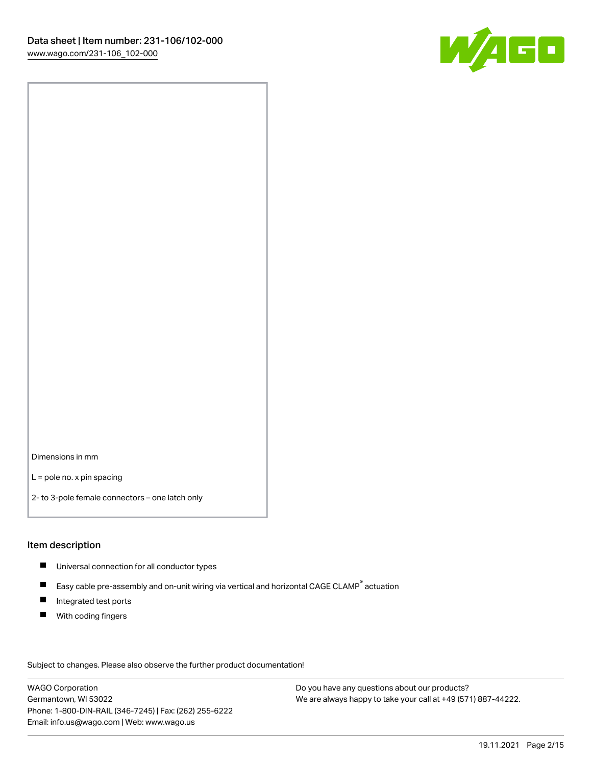Dimensions in mm

L = pole no. x pin spacing

2- to 3-pole female connectors – one latch only

## Item description

- Universal connection for all conductor types
- Easy cable pre-assembly and on-unit wiring via vertical and horizontal CAGE CLAMP® actuation
- Integrated test ports
- With coding fingers

Subject to changes. Please also observe the further product documentation!

WAGO Corporation
Germantown, WI 53022
Phone: 1-800-DIN-RAIL (346-7245) | Fax: (262) 255-6222
Email: info.us@wago.com | Web: www.wago.us

Do you have any questions about our products?
We are always happy to take your call at +49 (571) 887-44222.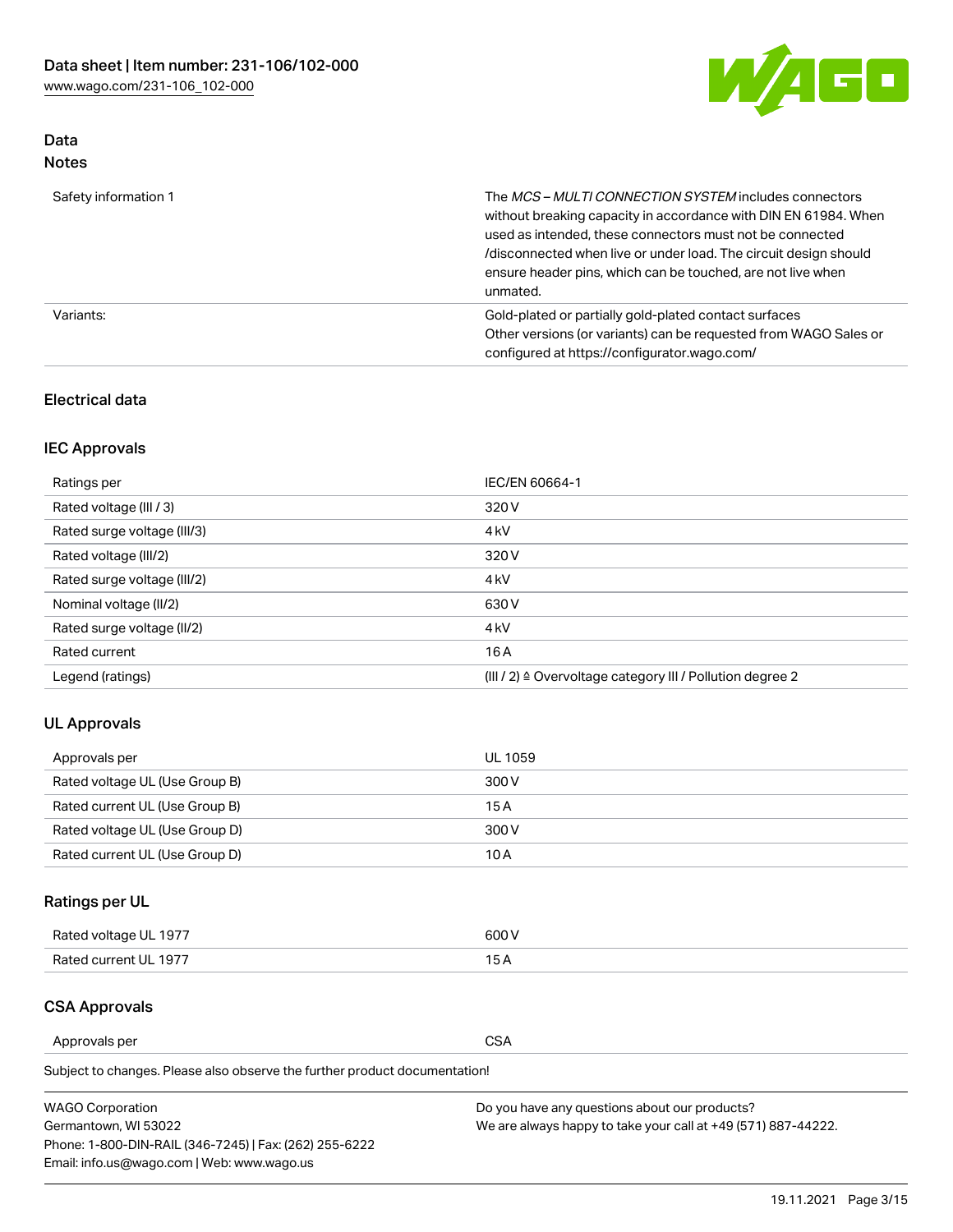## Data

### Notes

| | |
|---|---|
| Safety information 1 | The *MCS – MULTI CONNECTION SYSTEM* includes connectors without breaking capacity in accordance with DIN EN 61984. When used as intended, these connectors must not be connected /disconnected when live or under load. The circuit design should ensure header pins, which can be touched, are not live when unmated. |
| Variants: | Gold-plated or partially gold-plated contact surfaces<br>Other versions (or variants) can be requested from WAGO Sales or configured at https://configurator.wago.com/ |

### Electrical data

### IEC Approvals

| | |
|---|---|
| Ratings per | IEC/EN 60664-1 |
| Rated voltage (III / 3) | 320 V |
| Rated surge voltage (III/3) | 4 kV |
| Rated voltage (III/2) | 320 V |
| Rated surge voltage (III/2) | 4 kV |
| Nominal voltage (II/2) | 630 V |
| Rated surge voltage (II/2) | 4 kV |
| Rated current | 16 A |
| Legend (ratings) | (III / 2) ≙ Overvoltage category III / Pollution degree 2 |

### UL Approvals

| | |
|---|---|
| Approvals per | UL 1059 |
| Rated voltage UL (Use Group B) | 300 V |
| Rated current UL (Use Group B) | 15 A |
| Rated voltage UL (Use Group D) | 300 V |
| Rated current UL (Use Group D) | 10 A |

### Ratings per UL

| | |
|---|---|
| Rated voltage UL 1977 | 600 V |
| Rated current UL 1977 | 15 A |

### CSA Approvals

| | |
|---|---|
| Approvals per | CSA |

Subject to changes. Please also observe the further product documentation!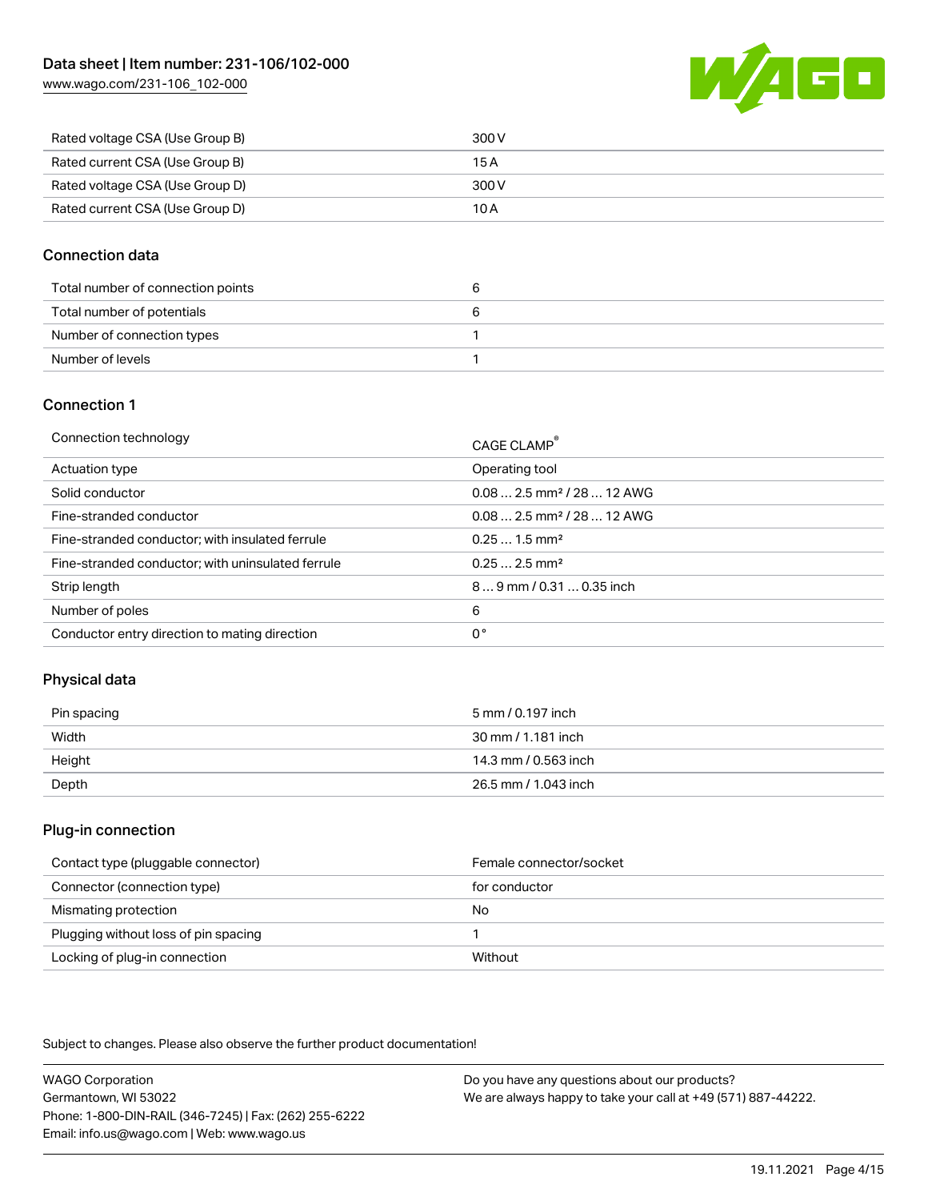| Rated voltage CSA (Use Group B) | 300 V |
| --- | --- |
| Rated current CSA (Use Group B) | 15 A |
| Rated voltage CSA (Use Group D) | 300 V |
| Rated current CSA (Use Group D) | 10 A |

## Connection data

| Total number of connection points | 6 |
| --- | --- |
| Total number of potentials | 6 |
| Number of connection types | 1 |
| Number of levels | 1 |

## Connection 1

| Connection technology | CAGE CLAMP® |
| --- | --- |
| Actuation type | Operating tool |
| Solid conductor | 0.08 … 2.5 mm² / 28 … 12 AWG |
| Fine-stranded conductor | 0.08 … 2.5 mm² / 28 … 12 AWG |
| Fine-stranded conductor; with insulated ferrule | 0.25 … 1.5 mm² |
| Fine-stranded conductor; with uninsulated ferrule | 0.25 … 2.5 mm² |
| Strip length | 8 … 9 mm / 0.31 … 0.35 inch |
| Number of poles | 6 |
| Conductor entry direction to mating direction | 0 ° |

## Physical data

| Pin spacing | 5 mm / 0.197 inch |
| --- | --- |
| Width | 30 mm / 1.181 inch |
| Height | 14.3 mm / 0.563 inch |
| Depth | 26.5 mm / 1.043 inch |

## Plug-in connection

| Contact type (pluggable connector) | Female connector/socket |
| --- | --- |
| Connector (connection type) | for conductor |
| Mismating protection | No |
| Plugging without loss of pin spacing | 1 |
| Locking of plug-in connection | Without |

Subject to changes. Please also observe the further product documentation!

WAGO Corporation
Germantown, WI 53022
Phone: 1-800-DIN-RAIL (346-7245) | Fax: (262) 255-6222
Email: info.us@wago.com | Web: www.wago.us

Do you have any questions about our products?
We are always happy to take your call at +49 (571) 887-44222.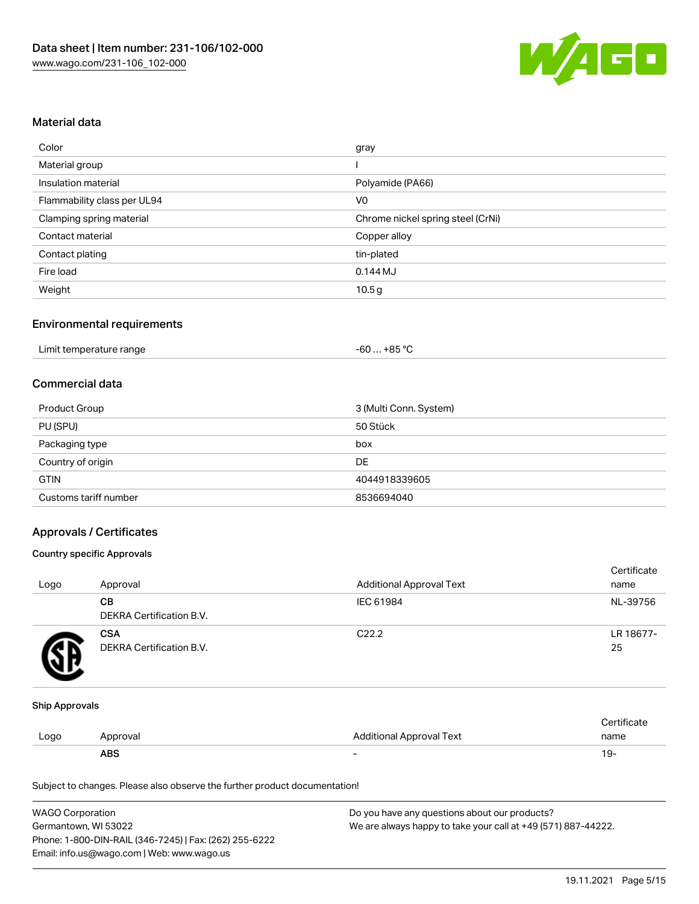## Material data

| | |
|---|---|
| Color | gray |
| Material group | I |
| Insulation material | Polyamide (PA66) |
| Flammability class per UL94 | V0 |
| Clamping spring material | Chrome nickel spring steel (CrNi) |
| Contact material | Copper alloy |
| Contact plating | tin-plated |
| Fire load | 0.144 MJ |
| Weight | 10.5 g |

## Environmental requirements

| | |
|---|---|
| Limit temperature range | -60 … +85 °C |

## Commercial data

| | |
|---|---|
| Product Group | 3 (Multi Conn. System) |
| PU (SPU) | 50 Stück |
| Packaging type | box |
| Country of origin | DE |
| GTIN | 4044918339605 |
| Customs tariff number | 8536694040 |

## Approvals / Certificates

### Country specific Approvals

| Logo | Approval | Additional Approval Text | Certificate name |
|---|---|---|---|
| | **CB** DEKRA Certification B.V. | IEC 61984 | NL-39756 |
| | **CSA** DEKRA Certification B.V. | C22.2 | LR 18677-25 |

### Ship Approvals

| Logo | Approval | Additional Approval Text | Certificate name |
|---|---|---|---|
| | **ABS** | - | 19- |

Subject to changes. Please also observe the further product documentation!

WAGO Corporation
Germantown, WI 53022
Phone: 1-800-DIN-RAIL (346-7245) | Fax: (262) 255-6222
Email: info.us@wago.com | Web: www.wago.us

Do you have any questions about our products?
We are always happy to take your call at +49 (571) 887-44222.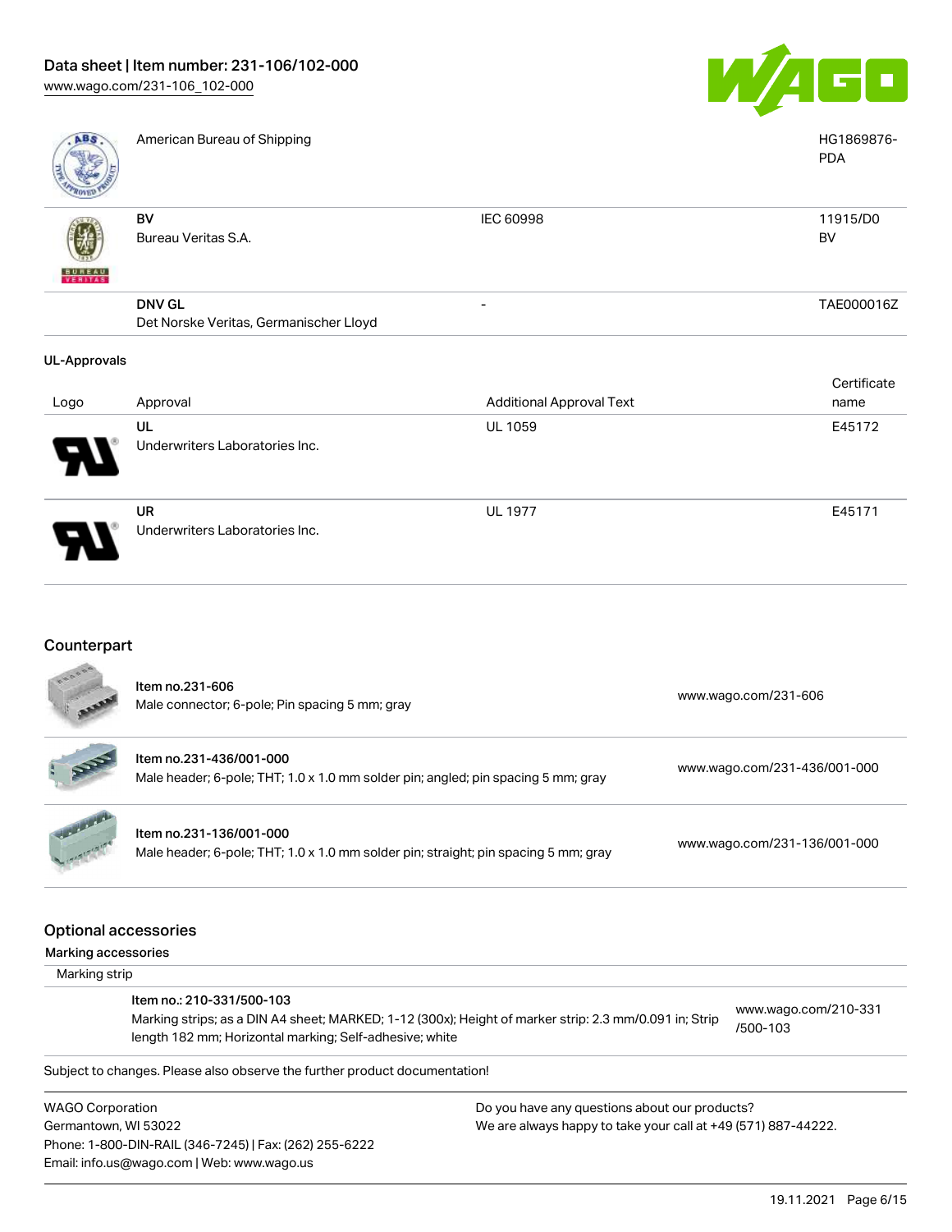| | Approval | Additional Approval Text | Certificate name |
|---|---|---|---|
| | American Bureau of Shipping | | HG1869876-PDA |
| | **BV** Bureau Veritas S.A. | IEC 60998 | 11915/D0 BV |
| | **DNV GL** Det Norske Veritas, Germanischer Lloyd | - | TAE000016Z |

**UL-Approvals**

| Logo | Approval | Additional Approval Text | Certificate name |
|---|---|---|---|
| | **UL** Underwriters Laboratories Inc. | UL 1059 | E45172 |
| | **UR** Underwriters Laboratories Inc. | UL 1977 | E45171 |

## Counterpart

| | | |
|---|---|---|
| | Item no.231-606<br>Male connector; 6-pole; Pin spacing 5 mm; gray | www.wago.com/231-606 |
| | Item no.231-436/001-000<br>Male header; 6-pole; THT; 1.0 x 1.0 mm solder pin; angled; pin spacing 5 mm; gray | www.wago.com/231-436/001-000 |
| | Item no.231-136/001-000<br>Male header; 6-pole; THT; 1.0 x 1.0 mm solder pin; straight; pin spacing 5 mm; gray | www.wago.com/231-136/001-000 |

## Optional accessories

### Marking accessories

Marking strip

| | |
|---|---|
| Item no.: 210-331/500-103<br>Marking strips; as a DIN A4 sheet; MARKED; 1-12 (300x); Height of marker strip: 2.3 mm/0.091 in; Strip length 182 mm; Horizontal marking; Self-adhesive; white | www.wago.com/210-331/500-103 |

Subject to changes. Please also observe the further product documentation!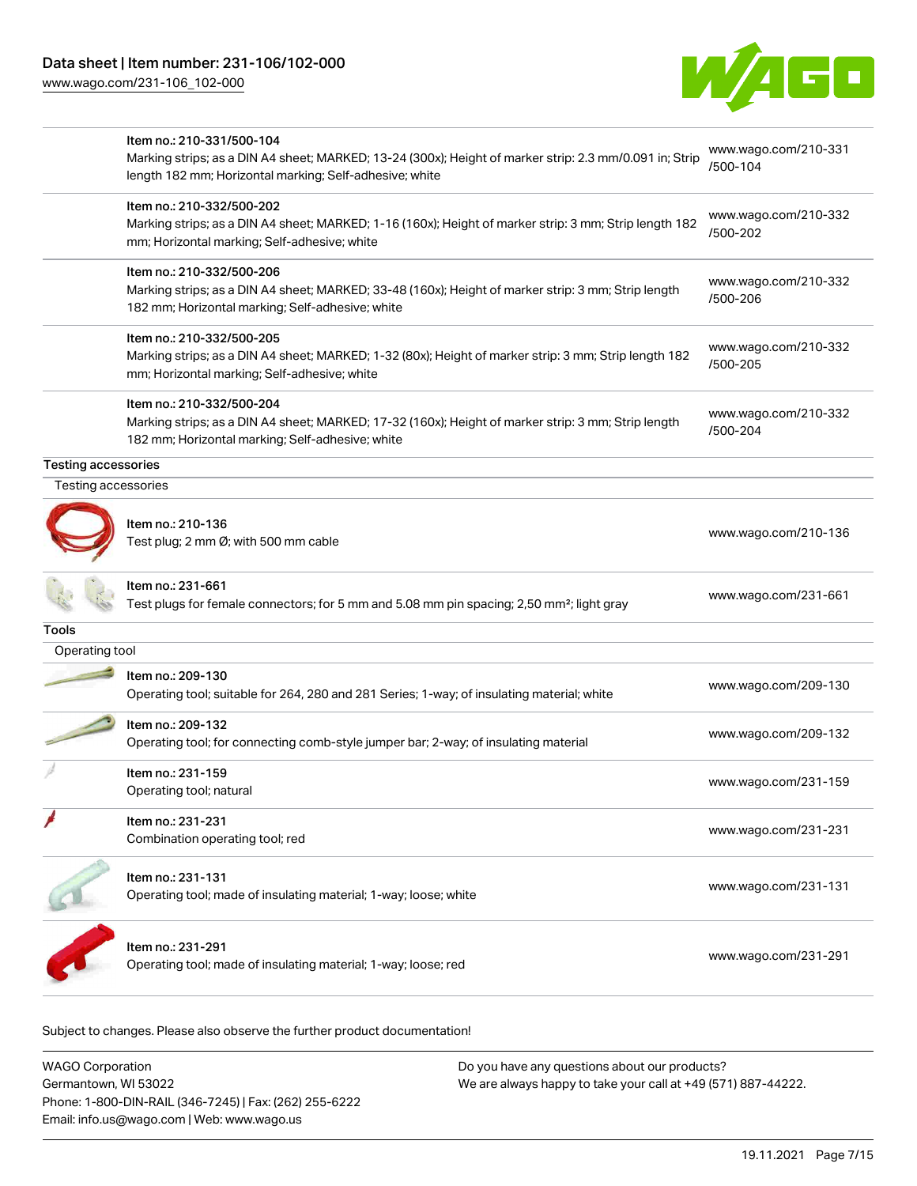| | | |
|---|---|---|
| | Item no.: 210-331/500-104<br>Marking strips; as a DIN A4 sheet; MARKED; 13-24 (300x); Height of marker strip: 2.3 mm/0.091 in; Strip length 182 mm; Horizontal marking; Self-adhesive; white | www.wago.com/210-331/500-104 |
| | Item no.: 210-332/500-202<br>Marking strips; as a DIN A4 sheet; MARKED; 1-16 (160x); Height of marker strip: 3 mm; Strip length 182 mm; Horizontal marking; Self-adhesive; white | www.wago.com/210-332/500-202 |
| | Item no.: 210-332/500-206<br>Marking strips; as a DIN A4 sheet; MARKED; 33-48 (160x); Height of marker strip: 3 mm; Strip length 182 mm; Horizontal marking; Self-adhesive; white | www.wago.com/210-332/500-206 |
| | Item no.: 210-332/500-205<br>Marking strips; as a DIN A4 sheet; MARKED; 1-32 (80x); Height of marker strip: 3 mm; Strip length 182 mm; Horizontal marking; Self-adhesive; white | www.wago.com/210-332/500-205 |
| | Item no.: 210-332/500-204<br>Marking strips; as a DIN A4 sheet; MARKED; 17-32 (160x); Height of marker strip: 3 mm; Strip length 182 mm; Horizontal marking; Self-adhesive; white | www.wago.com/210-332/500-204 |

## Testing accessories

### Testing accessories

| | | |
|---|---|---|
| | Item no.: 210-136<br>Test plug; 2 mm Ø; with 500 mm cable | www.wago.com/210-136 |
| | Item no.: 231-661<br>Test plugs for female connectors; for 5 mm and 5.08 mm pin spacing; 2,50 mm²; light gray | www.wago.com/231-661 |

## Tools

### Operating tool

| | | |
|---|---|---|
| | Item no.: 209-130<br>Operating tool; suitable for 264, 280 and 281 Series; 1-way; of insulating material; white | www.wago.com/209-130 |
| | Item no.: 209-132<br>Operating tool; for connecting comb-style jumper bar; 2-way; of insulating material | www.wago.com/209-132 |
| | Item no.: 231-159<br>Operating tool; natural | www.wago.com/231-159 |
| | Item no.: 231-231<br>Combination operating tool; red | www.wago.com/231-231 |
| | Item no.: 231-131<br>Operating tool; made of insulating material; 1-way; loose; white | www.wago.com/231-131 |
| | Item no.: 231-291<br>Operating tool; made of insulating material; 1-way; loose; red | www.wago.com/231-291 |

Subject to changes. Please also observe the further product documentation!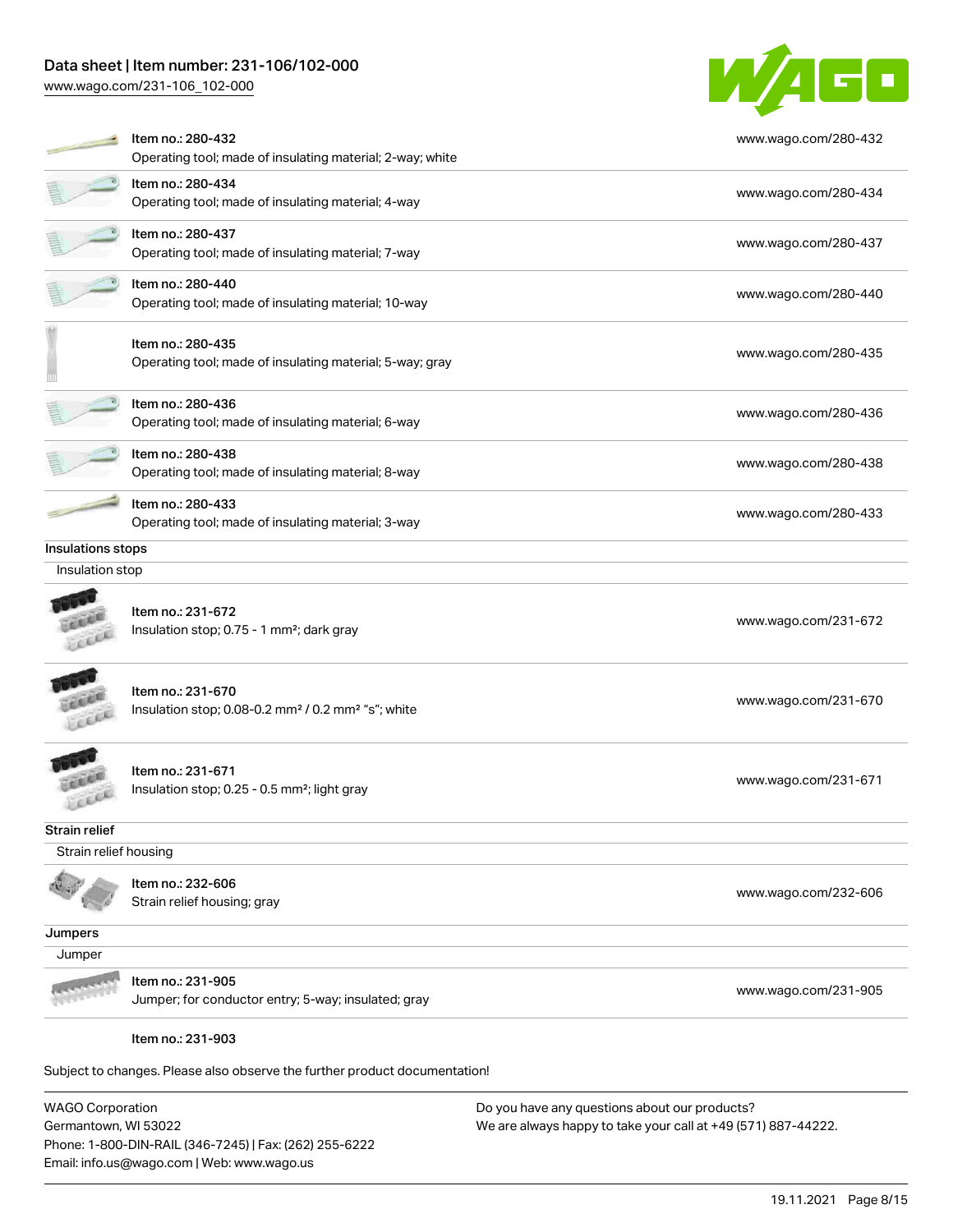| | |
|---|---|
| Item no.: 280-432<br>Operating tool; made of insulating material; 2-way; white | www.wago.com/280-432 |
| Item no.: 280-434<br>Operating tool; made of insulating material; 4-way | www.wago.com/280-434 |
| Item no.: 280-437<br>Operating tool; made of insulating material; 7-way | www.wago.com/280-437 |
| Item no.: 280-440<br>Operating tool; made of insulating material; 10-way | www.wago.com/280-440 |
| Item no.: 280-435<br>Operating tool; made of insulating material; 5-way; gray | www.wago.com/280-435 |
| Item no.: 280-436<br>Operating tool; made of insulating material; 6-way | www.wago.com/280-436 |
| Item no.: 280-438<br>Operating tool; made of insulating material; 8-way | www.wago.com/280-438 |
| Item no.: 280-433<br>Operating tool; made of insulating material; 3-way | www.wago.com/280-433 |

**Insulations stops**

Insulation stop

| | |
|---|---|
| Item no.: 231-672<br>Insulation stop; 0.75 - 1 mm²; dark gray | www.wago.com/231-672 |
| Item no.: 231-670<br>Insulation stop; 0.08-0.2 mm² / 0.2 mm² "s"; white | www.wago.com/231-670 |
| Item no.: 231-671<br>Insulation stop; 0.25 - 0.5 mm²; light gray | www.wago.com/231-671 |

**Strain relief**

Strain relief housing

| | |
|---|---|
| Item no.: 232-606<br>Strain relief housing; gray | www.wago.com/232-606 |

**Jumpers**

Jumper

| | |
|---|---|
| Item no.: 231-905<br>Jumper; for conductor entry; 5-way; insulated; gray | www.wago.com/231-905 |

Item no.: 231-903

Subject to changes. Please also observe the further product documentation!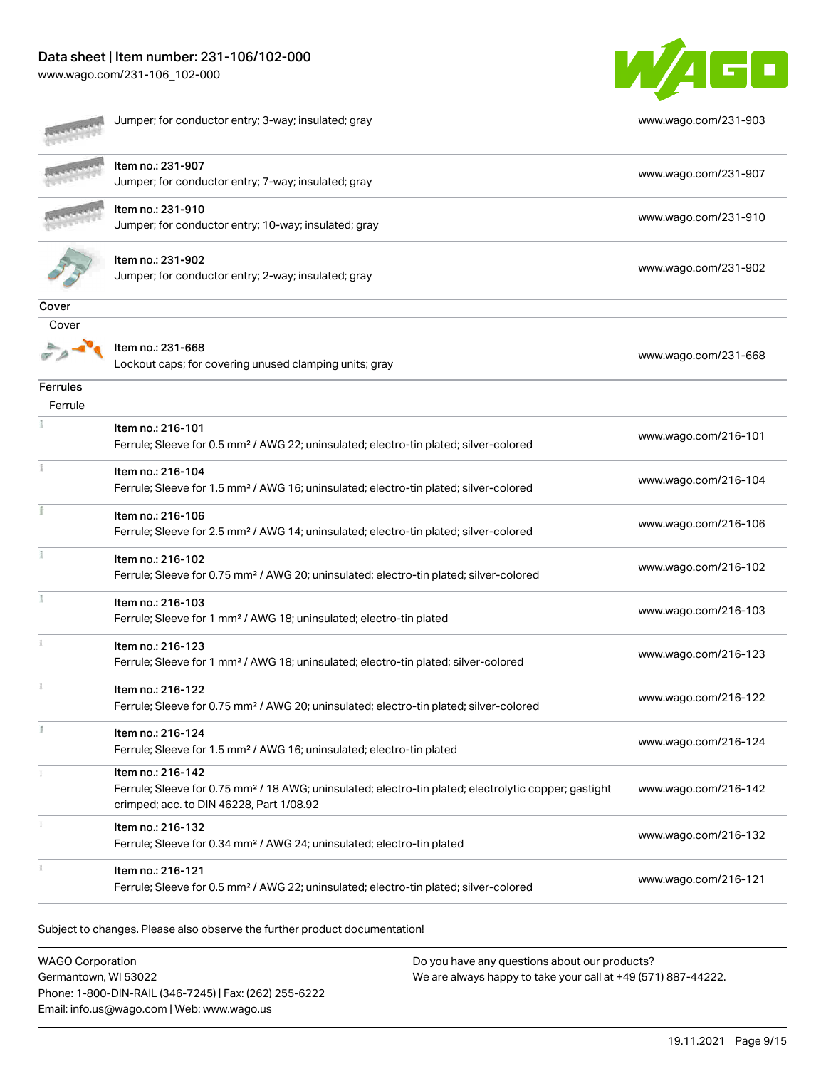| | | |
|---|---|---|
| | Jumper; for conductor entry; 3-way; insulated; gray | www.wago.com/231-903 |
| | Item no.: 231-907<br>Jumper; for conductor entry; 7-way; insulated; gray | www.wago.com/231-907 |
| | Item no.: 231-910<br>Jumper; for conductor entry; 10-way; insulated; gray | www.wago.com/231-910 |
| | Item no.: 231-902<br>Jumper; for conductor entry; 2-way; insulated; gray | www.wago.com/231-902 |

**Cover**

| | | |
|---|---|---|
| Cover | | |
| | Item no.: 231-668<br>Lockout caps; for covering unused clamping units; gray | www.wago.com/231-668 |

**Ferrules**

| | | |
|---|---|---|
| Ferrule | | |
| | Item no.: 216-101<br>Ferrule; Sleeve for 0.5 mm² / AWG 22; uninsulated; electro-tin plated; silver-colored | www.wago.com/216-101 |
| | Item no.: 216-104<br>Ferrule; Sleeve for 1.5 mm² / AWG 16; uninsulated; electro-tin plated; silver-colored | www.wago.com/216-104 |
| | Item no.: 216-106<br>Ferrule; Sleeve for 2.5 mm² / AWG 14; uninsulated; electro-tin plated; silver-colored | www.wago.com/216-106 |
| | Item no.: 216-102<br>Ferrule; Sleeve for 0.75 mm² / AWG 20; uninsulated; electro-tin plated; silver-colored | www.wago.com/216-102 |
| | Item no.: 216-103<br>Ferrule; Sleeve for 1 mm² / AWG 18; uninsulated; electro-tin plated | www.wago.com/216-103 |
| | Item no.: 216-123<br>Ferrule; Sleeve for 1 mm² / AWG 18; uninsulated; electro-tin plated; silver-colored | www.wago.com/216-123 |
| | Item no.: 216-122<br>Ferrule; Sleeve for 0.75 mm² / AWG 20; uninsulated; electro-tin plated; silver-colored | www.wago.com/216-122 |
| | Item no.: 216-124<br>Ferrule; Sleeve for 1.5 mm² / AWG 16; uninsulated; electro-tin plated | www.wago.com/216-124 |
| | Item no.: 216-142<br>Ferrule; Sleeve for 0.75 mm² / 18 AWG; uninsulated; electro-tin plated; electrolytic copper; gastight crimped; acc. to DIN 46228, Part 1/08.92 | www.wago.com/216-142 |
| | Item no.: 216-132<br>Ferrule; Sleeve for 0.34 mm² / AWG 24; uninsulated; electro-tin plated | www.wago.com/216-132 |
| | Item no.: 216-121<br>Ferrule; Sleeve for 0.5 mm² / AWG 22; uninsulated; electro-tin plated; silver-colored | www.wago.com/216-121 |

Subject to changes. Please also observe the further product documentation!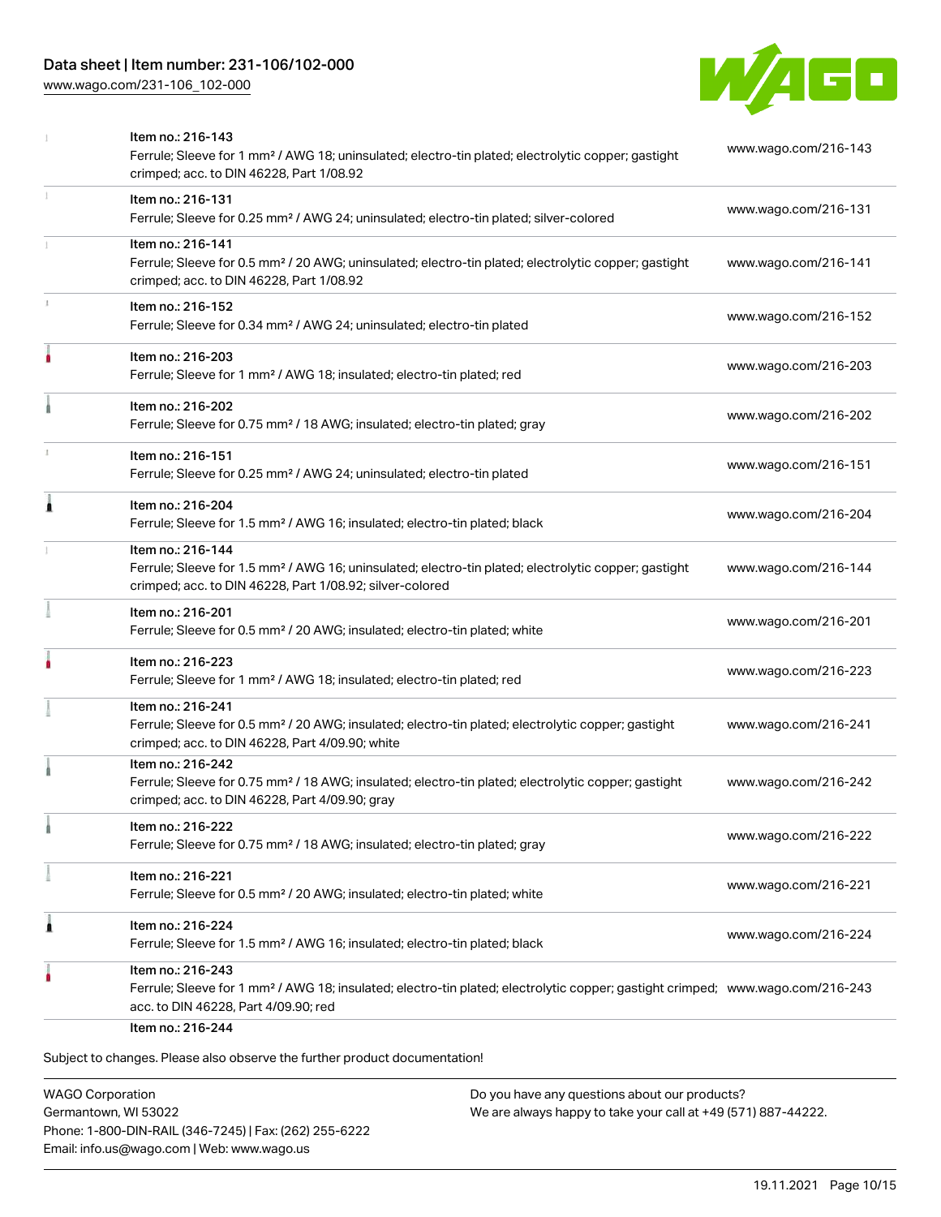| | | |
|---|---|---|
| | Item no.: 216-143<br>Ferrule; Sleeve for 1 mm² / AWG 18; uninsulated; electro-tin plated; electrolytic copper; gastight crimped; acc. to DIN 46228, Part 1/08.92 | www.wago.com/216-143 |
| | Item no.: 216-131<br>Ferrule; Sleeve for 0.25 mm² / AWG 24; uninsulated; electro-tin plated; silver-colored | www.wago.com/216-131 |
| | Item no.: 216-141<br>Ferrule; Sleeve for 0.5 mm² / 20 AWG; uninsulated; electro-tin plated; electrolytic copper; gastight crimped; acc. to DIN 46228, Part 1/08.92 | www.wago.com/216-141 |
| | Item no.: 216-152<br>Ferrule; Sleeve for 0.34 mm² / AWG 24; uninsulated; electro-tin plated | www.wago.com/216-152 |
| | Item no.: 216-203<br>Ferrule; Sleeve for 1 mm² / AWG 18; insulated; electro-tin plated; red | www.wago.com/216-203 |
| | Item no.: 216-202<br>Ferrule; Sleeve for 0.75 mm² / 18 AWG; insulated; electro-tin plated; gray | www.wago.com/216-202 |
| | Item no.: 216-151<br>Ferrule; Sleeve for 0.25 mm² / AWG 24; uninsulated; electro-tin plated | www.wago.com/216-151 |
| | Item no.: 216-204<br>Ferrule; Sleeve for 1.5 mm² / AWG 16; insulated; electro-tin plated; black | www.wago.com/216-204 |
| | Item no.: 216-144<br>Ferrule; Sleeve for 1.5 mm² / AWG 16; uninsulated; electro-tin plated; electrolytic copper; gastight crimped; acc. to DIN 46228, Part 1/08.92; silver-colored | www.wago.com/216-144 |
| | Item no.: 216-201<br>Ferrule; Sleeve for 0.5 mm² / 20 AWG; insulated; electro-tin plated; white | www.wago.com/216-201 |
| | Item no.: 216-223<br>Ferrule; Sleeve for 1 mm² / AWG 18; insulated; electro-tin plated; red | www.wago.com/216-223 |
| | Item no.: 216-241<br>Ferrule; Sleeve for 0.5 mm² / 20 AWG; insulated; electro-tin plated; electrolytic copper; gastight crimped; acc. to DIN 46228, Part 4/09.90; white | www.wago.com/216-241 |
| | Item no.: 216-242<br>Ferrule; Sleeve for 0.75 mm² / 18 AWG; insulated; electro-tin plated; electrolytic copper; gastight crimped; acc. to DIN 46228, Part 4/09.90; gray | www.wago.com/216-242 |
| | Item no.: 216-222<br>Ferrule; Sleeve for 0.75 mm² / 18 AWG; insulated; electro-tin plated; gray | www.wago.com/216-222 |
| | Item no.: 216-221<br>Ferrule; Sleeve for 0.5 mm² / 20 AWG; insulated; electro-tin plated; white | www.wago.com/216-221 |
| | Item no.: 216-224<br>Ferrule; Sleeve for 1.5 mm² / AWG 16; insulated; electro-tin plated; black | www.wago.com/216-224 |
| | Item no.: 216-243<br>Ferrule; Sleeve for 1 mm² / AWG 18; insulated; electro-tin plated; electrolytic copper; gastight crimped; acc. to DIN 46228, Part 4/09.90; red | www.wago.com/216-243 |
| | Item no.: 216-244 | |

Subject to changes. Please also observe the further product documentation!

WAGO Corporation
Germantown, WI 53022
Phone: 1-800-DIN-RAIL (346-7245) | Fax: (262) 255-6222
Email: info.us@wago.com | Web: www.wago.us

Do you have any questions about our products?
We are always happy to take your call at +49 (571) 887-44222.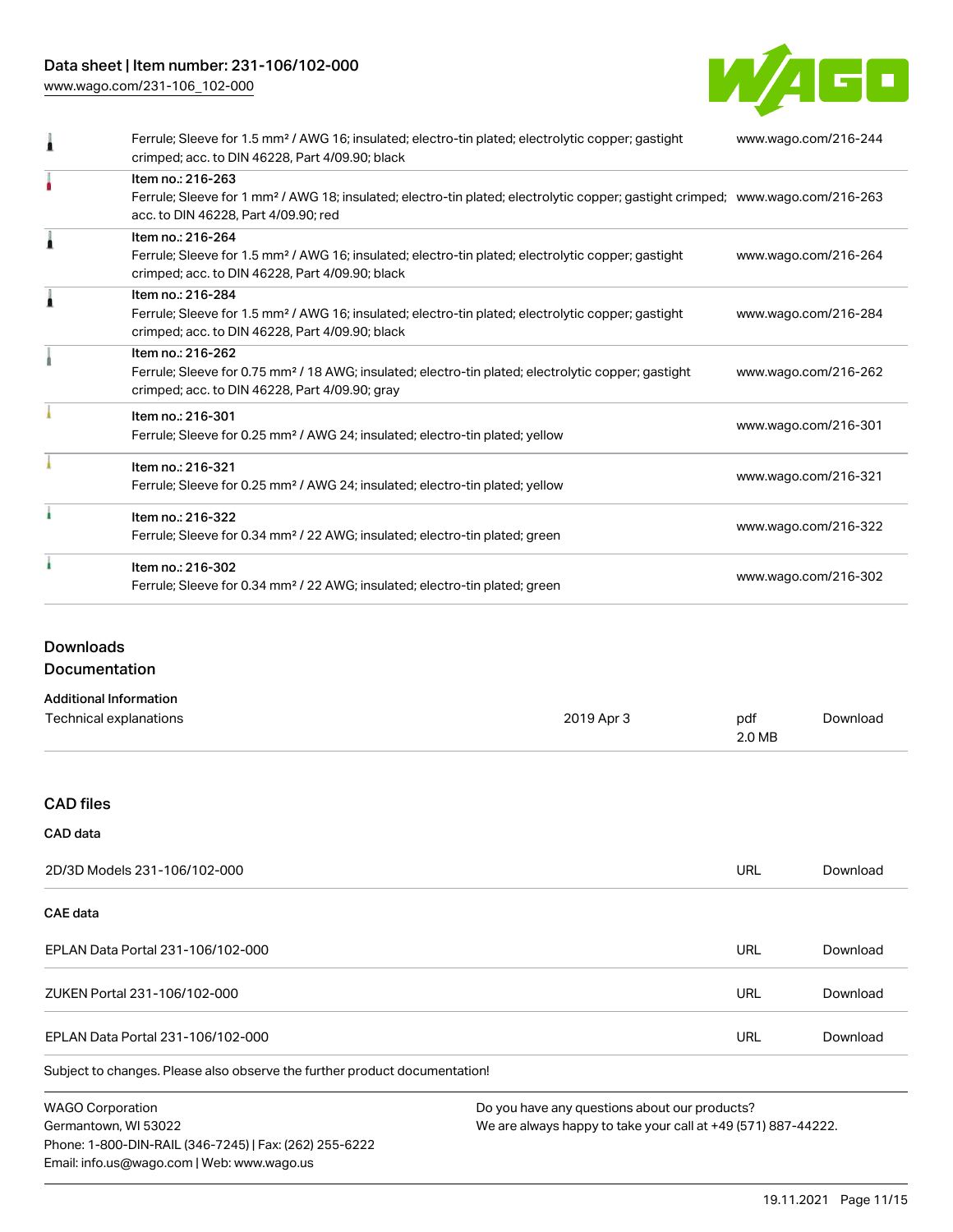| | | |
|---|---|---|
| | Ferrule; Sleeve for 1.5 mm² / AWG 16; insulated; electro-tin plated; electrolytic copper; gastight crimped; acc. to DIN 46228, Part 4/09.90; black | www.wago.com/216-244 |
| | Item no.: 216-263<br>Ferrule; Sleeve for 1 mm² / AWG 18; insulated; electro-tin plated; electrolytic copper; gastight crimped; acc. to DIN 46228, Part 4/09.90; red | www.wago.com/216-263 |
| | Item no.: 216-264<br>Ferrule; Sleeve for 1.5 mm² / AWG 16; insulated; electro-tin plated; electrolytic copper; gastight crimped; acc. to DIN 46228, Part 4/09.90; black | www.wago.com/216-264 |
| | Item no.: 216-284<br>Ferrule; Sleeve for 1.5 mm² / AWG 16; insulated; electro-tin plated; electrolytic copper; gastight crimped; acc. to DIN 46228, Part 4/09.90; black | www.wago.com/216-284 |
| | Item no.: 216-262<br>Ferrule; Sleeve for 0.75 mm² / 18 AWG; insulated; electro-tin plated; electrolytic copper; gastight crimped; acc. to DIN 46228, Part 4/09.90; gray | www.wago.com/216-262 |
| | Item no.: 216-301<br>Ferrule; Sleeve for 0.25 mm² / AWG 24; insulated; electro-tin plated; yellow | www.wago.com/216-301 |
| | Item no.: 216-321<br>Ferrule; Sleeve for 0.25 mm² / AWG 24; insulated; electro-tin plated; yellow | www.wago.com/216-321 |
| | Item no.: 216-322<br>Ferrule; Sleeve for 0.34 mm² / 22 AWG; insulated; electro-tin plated; green | www.wago.com/216-322 |
| | Item no.: 216-302<br>Ferrule; Sleeve for 0.34 mm² / 22 AWG; insulated; electro-tin plated; green | www.wago.com/216-302 |

## Downloads

### Documentation

**Additional Information**

| | | | |
|---|---|---|---|
| Technical explanations | 2019 Apr 3 | pdf<br>2.0 MB | Download |

### CAD files

**CAD data**

| | | |
|---|---|---|
| 2D/3D Models 231-106/102-000 | URL | Download |

**CAE data**

| | | |
|---|---|---|
| EPLAN Data Portal 231-106/102-000 | URL | Download |
| ZUKEN Portal 231-106/102-000 | URL | Download |
| EPLAN Data Portal 231-106/102-000 | URL | Download |

Subject to changes. Please also observe the further product documentation!

WAGO Corporation
Germantown, WI 53022
Phone: 1-800-DIN-RAIL (346-7245) | Fax: (262) 255-6222
Email: info.us@wago.com | Web: www.wago.us

Do you have any questions about our products?
We are always happy to take your call at +49 (571) 887-44222.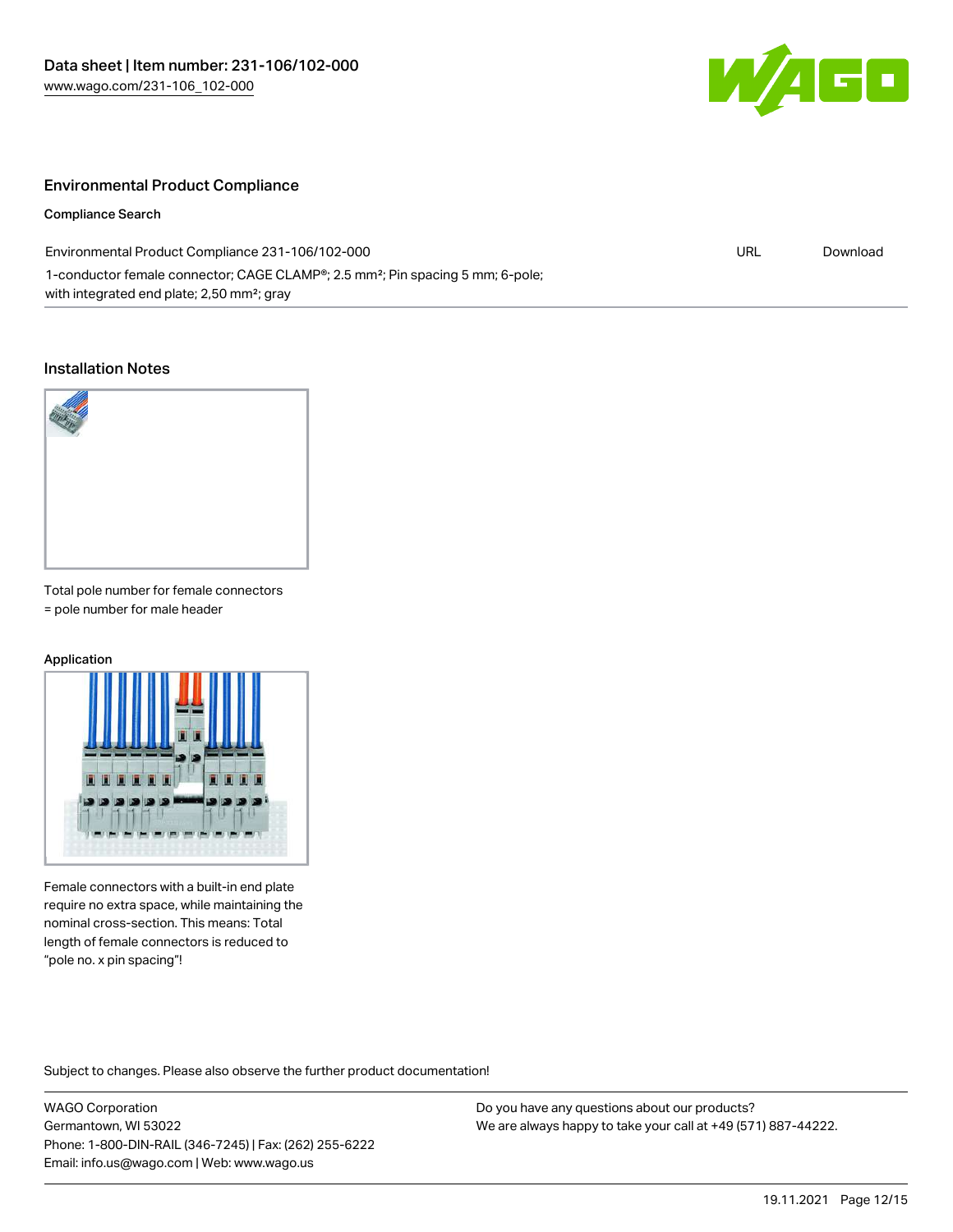## Environmental Product Compliance

### Compliance Search

| Environmental Product Compliance 231-106/102-000 | URL | Download |
| --- | --- | --- |
| 1-conductor female connector; CAGE CLAMP®; 2.5 mm²; Pin spacing 5 mm; 6-pole; with integrated end plate; 2,50 mm²; gray | | |

## Installation Notes

Total pole number for female connectors = pole number for male header

### Application

Female connectors with a built-in end plate require no extra space, while maintaining the nominal cross-section. This means: Total length of female connectors is reduced to "pole no. x pin spacing"!

Subject to changes. Please also observe the further product documentation!

WAGO Corporation
Germantown, WI 53022
Phone: 1-800-DIN-RAIL (346-7245) | Fax: (262) 255-6222
Email: info.us@wago.com | Web: www.wago.us

Do you have any questions about our products?
We are always happy to take your call at +49 (571) 887-44222.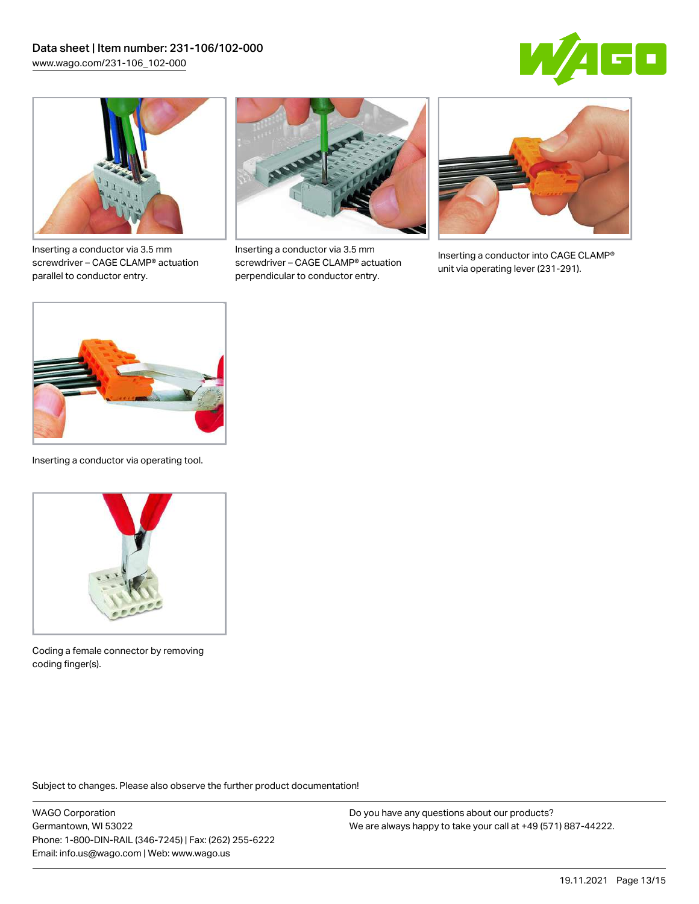Inserting a conductor via 3.5 mm screwdriver – CAGE CLAMP® actuation parallel to conductor entry.

Inserting a conductor via 3.5 mm screwdriver – CAGE CLAMP® actuation perpendicular to conductor entry.

Inserting a conductor into CAGE CLAMP® unit via operating lever (231-291).

Inserting a conductor via operating tool.

Coding a female connector by removing coding finger(s).

Subject to changes. Please also observe the further product documentation!

WAGO Corporation
Germantown, WI 53022
Phone: 1-800-DIN-RAIL (346-7245) | Fax: (262) 255-6222
Email: info.us@wago.com | Web: www.wago.us

Do you have any questions about our products?
We are always happy to take your call at +49 (571) 887-44222.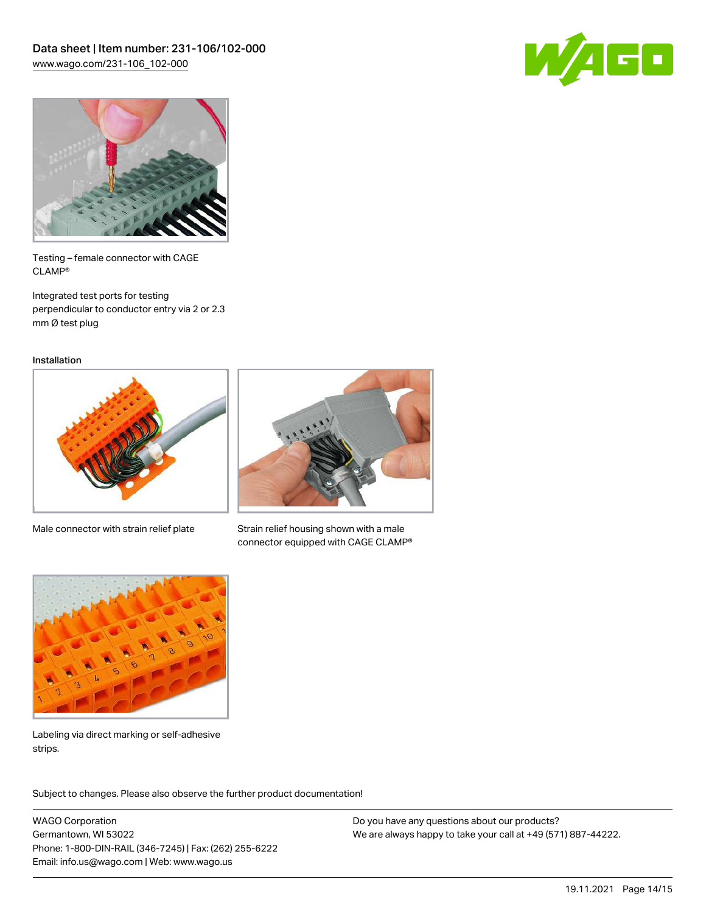Testing – female connector with CAGE CLAMP®

Integrated test ports for testing perpendicular to conductor entry via 2 or 2.3 mm Ø test plug

Installation

Male connector with strain relief plate

Strain relief housing shown with a male connector equipped with CAGE CLAMP®

Labeling via direct marking or self-adhesive strips.

Subject to changes. Please also observe the further product documentation!

WAGO Corporation
Germantown, WI 53022
Phone: 1-800-DIN-RAIL (346-7245) | Fax: (262) 255-6222
Email: info.us@wago.com | Web: www.wago.us

Do you have any questions about our products?
We are always happy to take your call at +49 (571) 887-44222.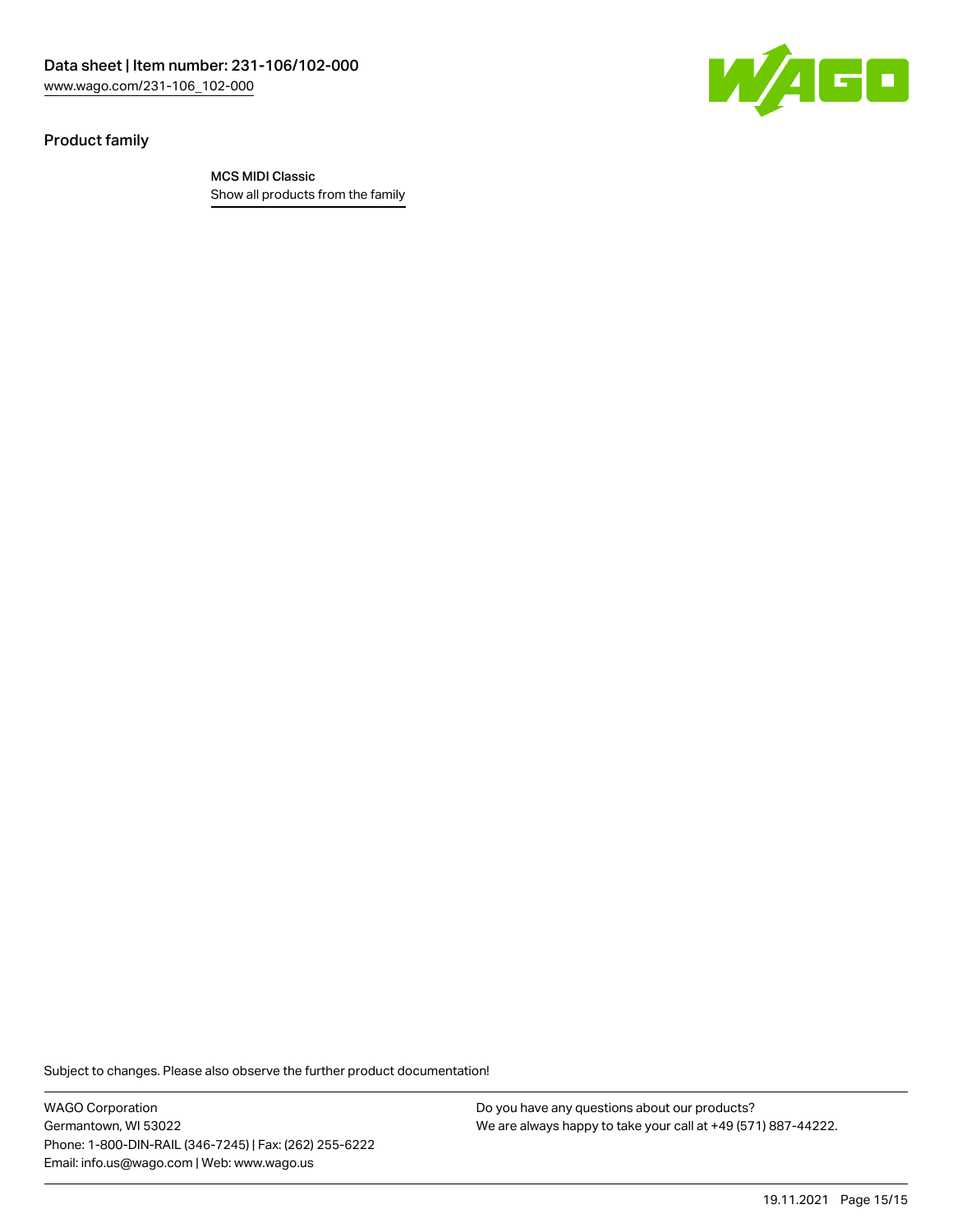## Product family

**MCS MIDI Classic**
Show all products from the family

Subject to changes. Please also observe the further product documentation!

WAGO Corporation
Germantown, WI 53022
Phone: 1-800-DIN-RAIL (346-7245) | Fax: (262) 255-6222
Email: info.us@wago.com | Web: www.wago.us

Do you have any questions about our products?
We are always happy to take your call at +49 (571) 887-44222.